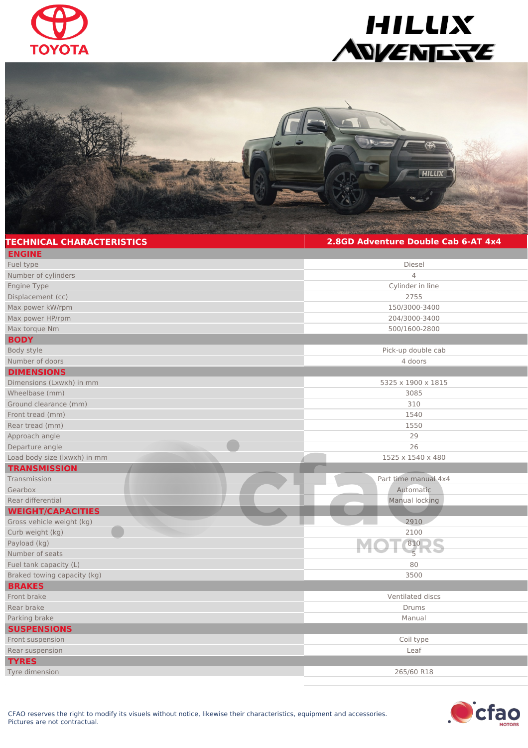# TOYOTA HILUX ADVENTURE

| TECHNICAL CHARACTERISTICS | 2.8GD Adventure Double Cab 6-AT 4x4 |
|---|---|
| **ENGINE** | |
| Fuel type | Diesel |
| Number of cylinders | 4 |
| Engine Type | Cylinder in line |
| Displacement (cc) | 2755 |
| Max power kW/rpm | 150/3000-3400 |
| Max power HP/rpm | 204/3000-3400 |
| Max torque Nm | 500/1600-2800 |
| **BODY** | |
| Body style | Pick-up double cab |
| Number of doors | 4 doors |
| **DIMENSIONS** | |
| Dimensions (Lxwxh) in mm | 5325 x 1900 x 1815 |
| Wheelbase (mm) | 3085 |
| Ground clearance (mm) | 310 |
| Front tread (mm) | 1540 |
| Rear tread (mm) | 1550 |
| Approach angle | 29 |
| Departure angle | 26 |
| Load body size (lxwxh) in mm | 1525 x 1540 x 480 |
| **TRANSMISSION** | |
| Transmission | Part time manual 4x4 |
| Gearbox | Automatic |
| Rear differential | Manual locking |
| **WEIGHT/CAPACITIES** | |
| Gross vehicle weight (kg) | 2910 |
| Curb weight (kg) | 2100 |
| Payload (kg) | 810 |
| Number of seats | 5 |
| Fuel tank capacity (L) | 80 |
| Braked towing capacity (kg) | 3500 |
| **BRAKES** | |
| Front brake | Ventilated discs |
| Rear brake | Drums |
| Parking brake | Manual |
| **SUSPENSIONS** | |
| Front suspension | Coil type |
| Rear suspension | Leaf |
| **TYRES** | |
| Tyre dimension | 265/60 R18 |

CFAO reserves the right to modify its visuals without notice, likewise their characteristics, equipment and accessories.
Pictures are not contractual.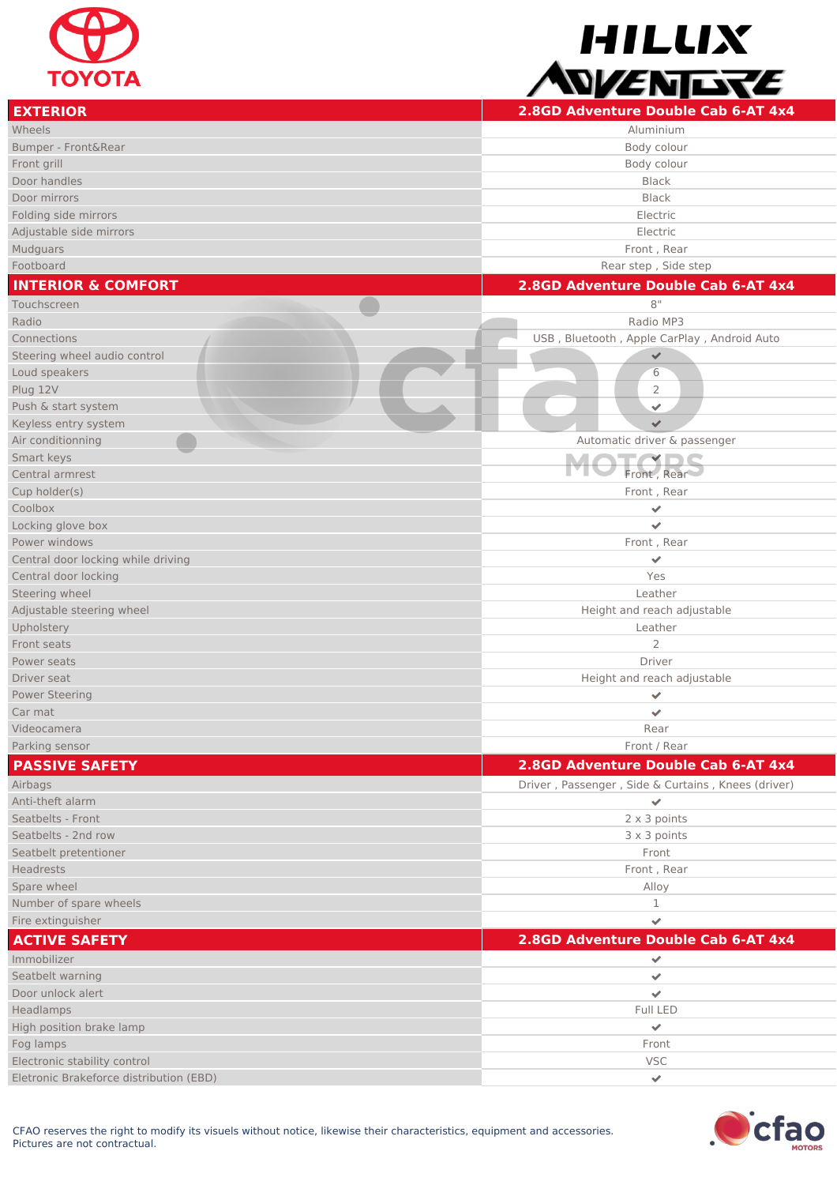# TOYOTA HILUX ADVENTURE

| EXTERIOR | 2.8GD Adventure Double Cab 6-AT 4x4 |
|---|---|
| Wheels | Aluminium |
| Bumper - Front&Rear | Body colour |
| Front grill | Body colour |
| Door handles | Black |
| Door mirrors | Black |
| Folding side mirrors | Electric |
| Adjustable side mirrors | Electric |
| Mudguards | Front , Rear |
| Footboard | Rear step , Side step |

| INTERIOR & COMFORT | 2.8GD Adventure Double Cab 6-AT 4x4 |
|---|---|
| Touchscreen | 8" |
| Radio | Radio MP3 |
| Connections | USB , Bluetooth , Apple CarPlay , Android Auto |
| Steering wheel audio control | ✔ |
| Loud speakers | 6 |
| Plug 12V | 2 |
| Push & start system | ✔ |
| Keyless entry system | ✔ |
| Air conditionning | Automatic driver & passenger |
| Smart keys | ✔ |
| Central armrest | Front , Rear |
| Cup holder(s) | Front , Rear |
| Coolbox | ✔ |
| Locking glove box | ✔ |
| Power windows | Front , Rear |
| Central door locking while driving | ✔ |
| Central door locking | Yes |
| Steering wheel | Leather |
| Adjustable steering wheel | Height and reach adjustable |
| Upholstery | Leather |
| Front seats | 2 |
| Power seats | Driver |
| Driver seat | Height and reach adjustable |
| Power Steering | ✔ |
| Car mat | ✔ |
| Videocamera | Rear |
| Parking sensor | Front / Rear |

| PASSIVE SAFETY | 2.8GD Adventure Double Cab 6-AT 4x4 |
|---|---|
| Airbags | Driver , Passenger , Side & Curtains , Knees (driver) |
| Anti-theft alarm | ✔ |
| Seatbelts - Front | 2 x 3 points |
| Seatbelts - 2nd row | 3 x 3 points |
| Seatbelt pretentioner | Front |
| Headrests | Front , Rear |
| Spare wheel | Alloy |
| Number of spare wheels | 1 |
| Fire extinguisher | ✔ |

| ACTIVE SAFETY | 2.8GD Adventure Double Cab 6-AT 4x4 |
|---|---|
| Immobilizer | ✔ |
| Seatbelt warning | ✔ |
| Door unlock alert | ✔ |
| Headlamps | Full LED |
| High position brake lamp | ✔ |
| Fog lamps | Front |
| Electronic stability control | VSC |
| Eletronic Brakeforce distribution (EBD) | ✔ |

CFAO reserves the right to modify its visuals without notice, likewise their characteristics, equipment and accessories.
Pictures are not contractual.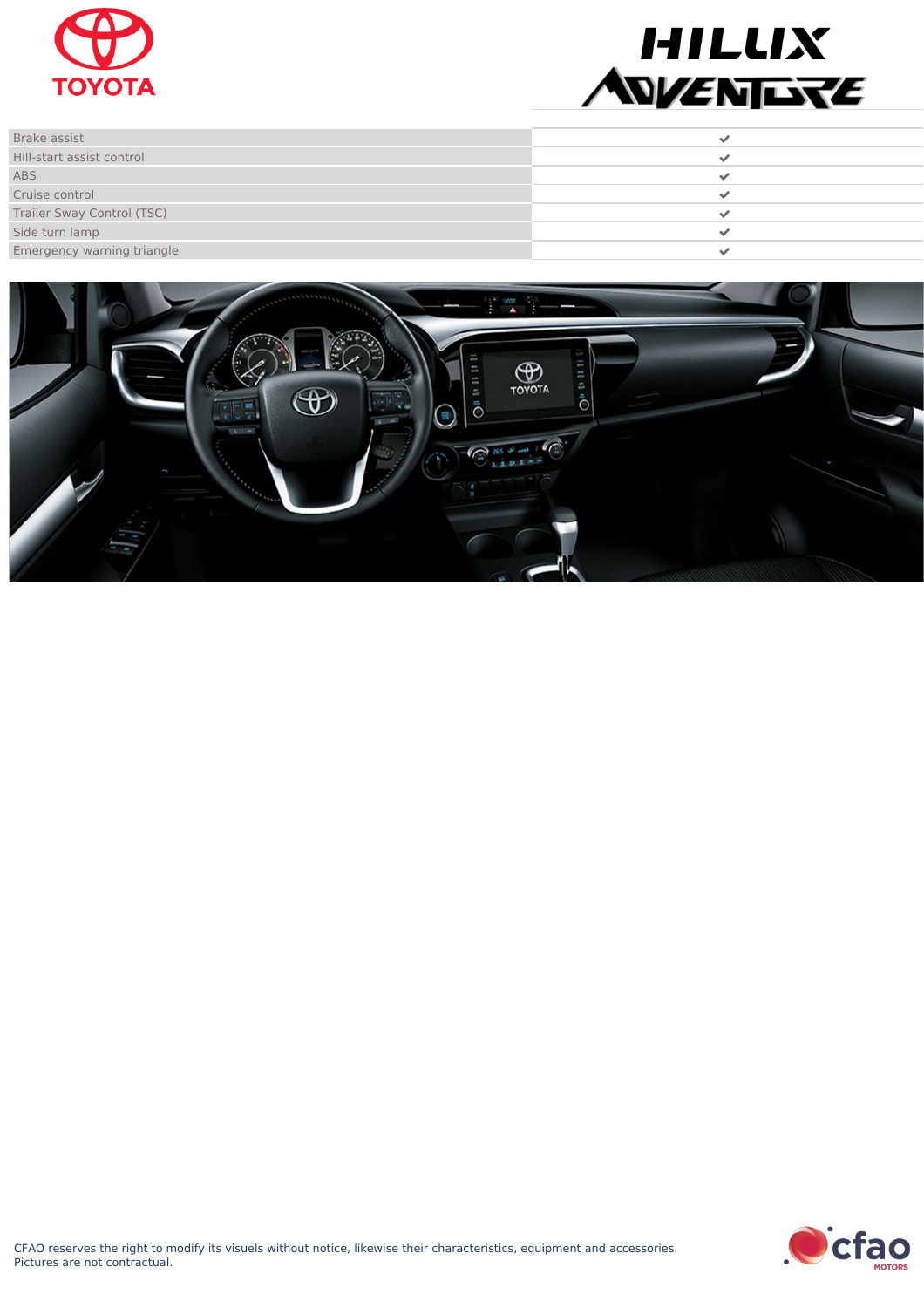| | |
|---|---|
| Brake assist | ✔ |
| Hill-start assist control | ✔ |
| ABS | ✔ |
| Cruise control | ✔ |
| Trailer Sway Control (TSC) | ✔ |
| Side turn lamp | ✔ |
| Emergency warning triangle | ✔ |

CFAO reserves the right to modify its visuels without notice, likewise their characteristics, equipment and accessories.
Pictures are not contractual.